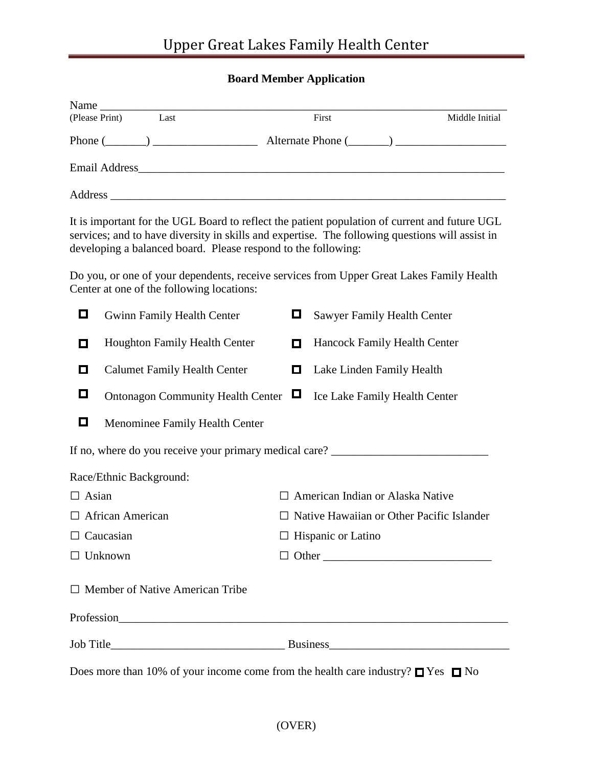# Upper Great Lakes Family Health Center

## Board Member Application

Name ___________________________________________________________________________

(Please Print) Last First Middle Initial

Phone (_______) __________________ Alternate Phone (_______) ___________________

Email Address_________________________________________________________________

Address ______________________________________________________________________

It is important for the UGL Board to reflect the patient population of current and future UGL services; and to have diversity in skills and expertise. The following questions will assist in developing a balanced board. Please respond to the following:

Do you, or one of your dependents, receive services from Upper Great Lakes Family Health Center at one of the following locations:

- ☐ Gwinn Family Health Center
- ☐ Sawyer Family Health Center
- ☐ Houghton Family Health Center
- ☐ Hancock Family Health Center
- ☐ Calumet Family Health Center
- ☐ Lake Linden Family Health
- ☐ Ontonagon Community Health Center
- ☐ Ice Lake Family Health Center
- ☐ Menominee Family Health Center

If no, where do you receive your primary medical care? ___________________________

Race/Ethnic Background:

- ☐ Asian
- ☐ American Indian or Alaska Native
- ☐ African American
- ☐ Native Hawaiian or Other Pacific Islander
- ☐ Caucasian
- ☐ Hispanic or Latino
- ☐ Unknown
- ☐ Other _____________________________

☐ Member of Native American Tribe

Profession______________________________________________________________________

Job Title______________________________ Business_______________________________

Does more than 10% of your income come from the health care industry? ☐ Yes ☐ No

(OVER)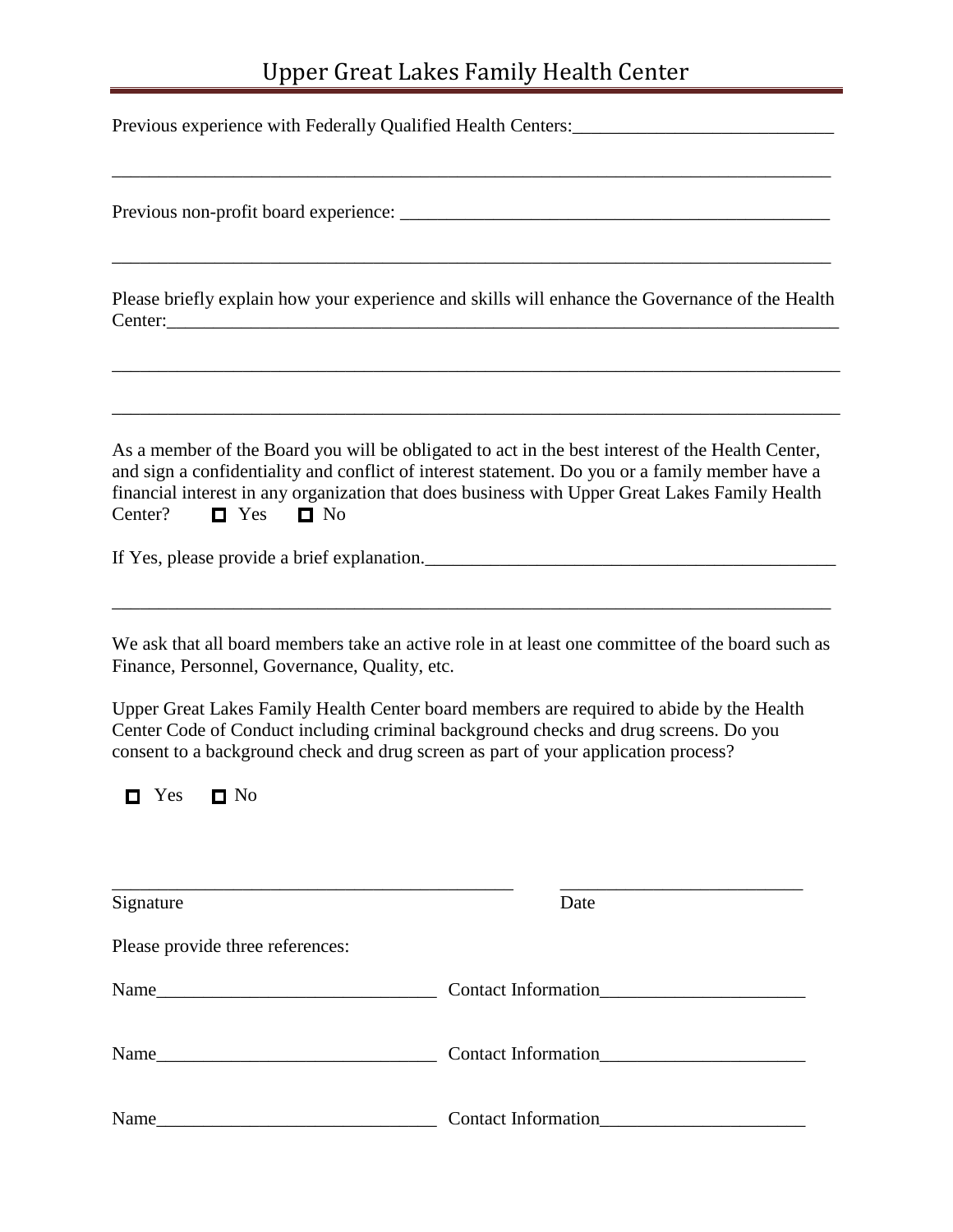Previous experience with Federally Qualified Health Centers:____________________________

________________________________________________________________________________

Previous non-profit board experience: ________________________________________________

________________________________________________________________________________

Please briefly explain how your experience and skills will enhance the Governance of the Health Center:_____________________________________________________________________________

________________________________________________________________________________

________________________________________________________________________________

As a member of the Board you will be obligated to act in the best interest of the Health Center, and sign a confidentiality and conflict of interest statement. Do you or a family member have a financial interest in any organization that does business with Upper Great Lakes Family Health Center? ☐ Yes ☐ No

If Yes, please provide a brief explanation.___________________________________________

________________________________________________________________________________

We ask that all board members take an active role in at least one committee of the board such as Finance, Personnel, Governance, Quality, etc.

Upper Great Lakes Family Health Center board members are required to abide by the Health Center Code of Conduct including criminal background checks and drug screens. Do you consent to a background check and drug screen as part of your application process?

☐ Yes ☐ No

_____________________________________________ __________________________

Signature Date

Please provide three references:

Name______________________________ Contact Information______________________

Name______________________________ Contact Information______________________

Name______________________________ Contact Information______________________